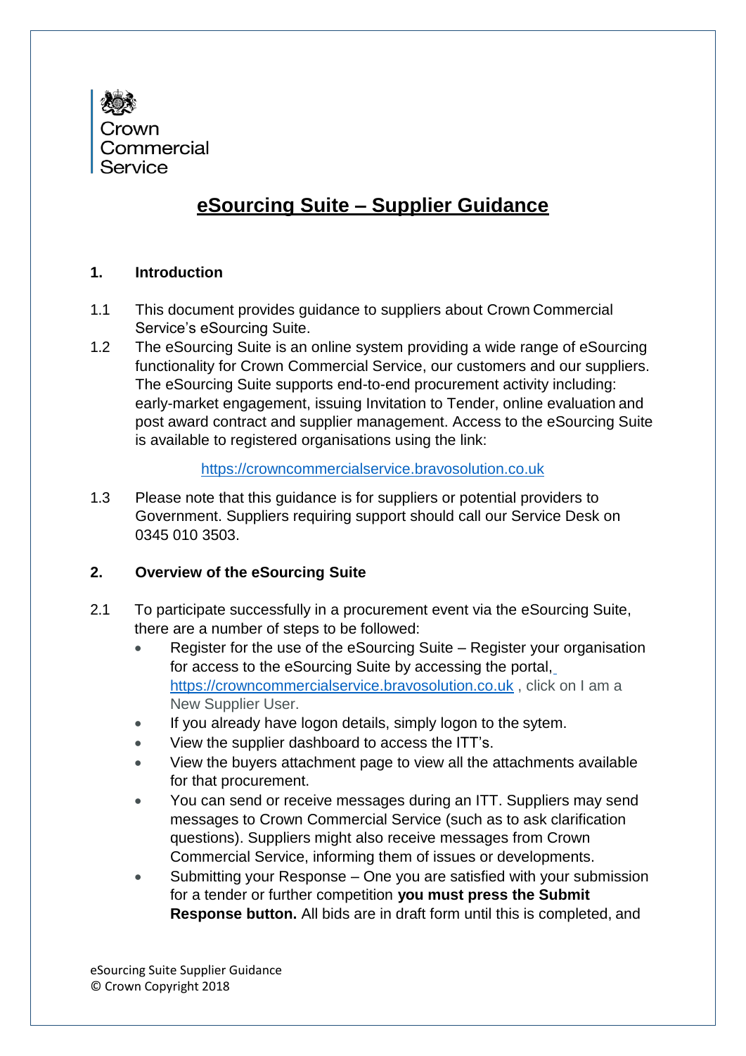Crown Commercial Service

# eSourcing Suite – Supplier Guidance

## 1. Introduction

1.1 This document provides guidance to suppliers about Crown Commercial Service's eSourcing Suite.

1.2 The eSourcing Suite is an online system providing a wide range of eSourcing functionality for Crown Commercial Service, our customers and our suppliers. The eSourcing Suite supports end-to-end procurement activity including: early-market engagement, issuing Invitation to Tender, online evaluation and post award contract and supplier management. Access to the eSourcing Suite is available to registered organisations using the link:

https://crowncommercialservice.bravosolution.co.uk

1.3 Please note that this guidance is for suppliers or potential providers to Government. Suppliers requiring support should call our Service Desk on 0345 010 3503.

## 2. Overview of the eSourcing Suite

2.1 To participate successfully in a procurement event via the eSourcing Suite, there are a number of steps to be followed:

- Register for the use of the eSourcing Suite – Register your organisation for access to the eSourcing Suite by accessing the portal, https://crowncommercialservice.bravosolution.co.uk , click on I am a New Supplier User.
- If you already have logon details, simply logon to the sytem.
- View the supplier dashboard to access the ITT's.
- View the buyers attachment page to view all the attachments available for that procurement.
- You can send or receive messages during an ITT. Suppliers may send messages to Crown Commercial Service (such as to ask clarification questions). Suppliers might also receive messages from Crown Commercial Service, informing them of issues or developments.
- Submitting your Response – One you are satisfied with your submission for a tender or further competition **you must press the Submit Response button.** All bids are in draft form until this is completed, and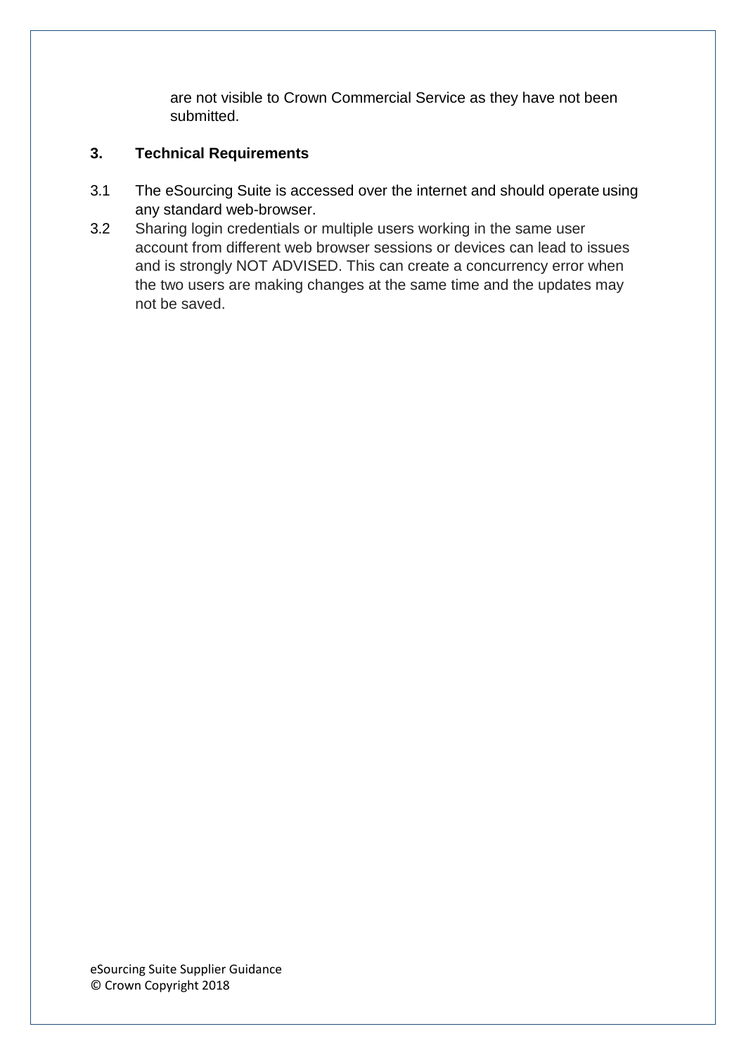are not visible to Crown Commercial Service as they have not been submitted.

## 3. Technical Requirements

3.1 The eSourcing Suite is accessed over the internet and should operate using any standard web-browser.

3.2 Sharing login credentials or multiple users working in the same user account from different web browser sessions or devices can lead to issues and is strongly NOT ADVISED. This can create a concurrency error when the two users are making changes at the same time and the updates may not be saved.